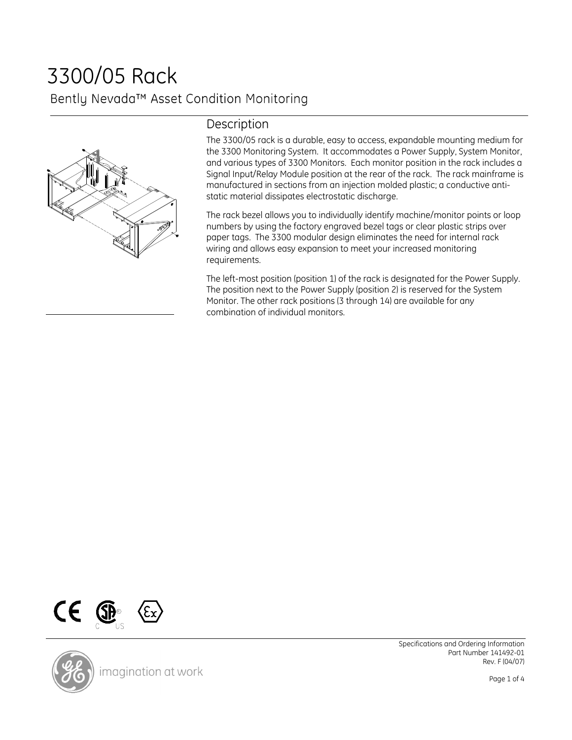# 3300/05 Rack

Bently Nevada™ Asset Condition Monitoring

## Description

The 3300/05 rack is a durable, easy to access, expandable mounting medium for the 3300 Monitoring System. It accommodates a Power Supply, System Monitor, and various types of 3300 Monitors. Each monitor position in the rack includes a Signal Input/Relay Module position at the rear of the rack. The rack mainframe is manufactured in sections from an injection molded plastic; a conductive anti-static material dissipates electrostatic discharge.

The rack bezel allows you to individually identify machine/monitor points or loop numbers by using the factory engraved bezel tags or clear plastic strips over paper tags. The 3300 modular design eliminates the need for internal rack wiring and allows easy expansion to meet your increased monitoring requirements.

The left-most position (position 1) of the rack is designated for the Power Supply. The position next to the Power Supply (position 2) is reserved for the System Monitor. The other rack positions (3 through 14) are available for any combination of individual monitors.

Specifications and Ordering Information
Part Number 141492-01
Rev. F (04/07)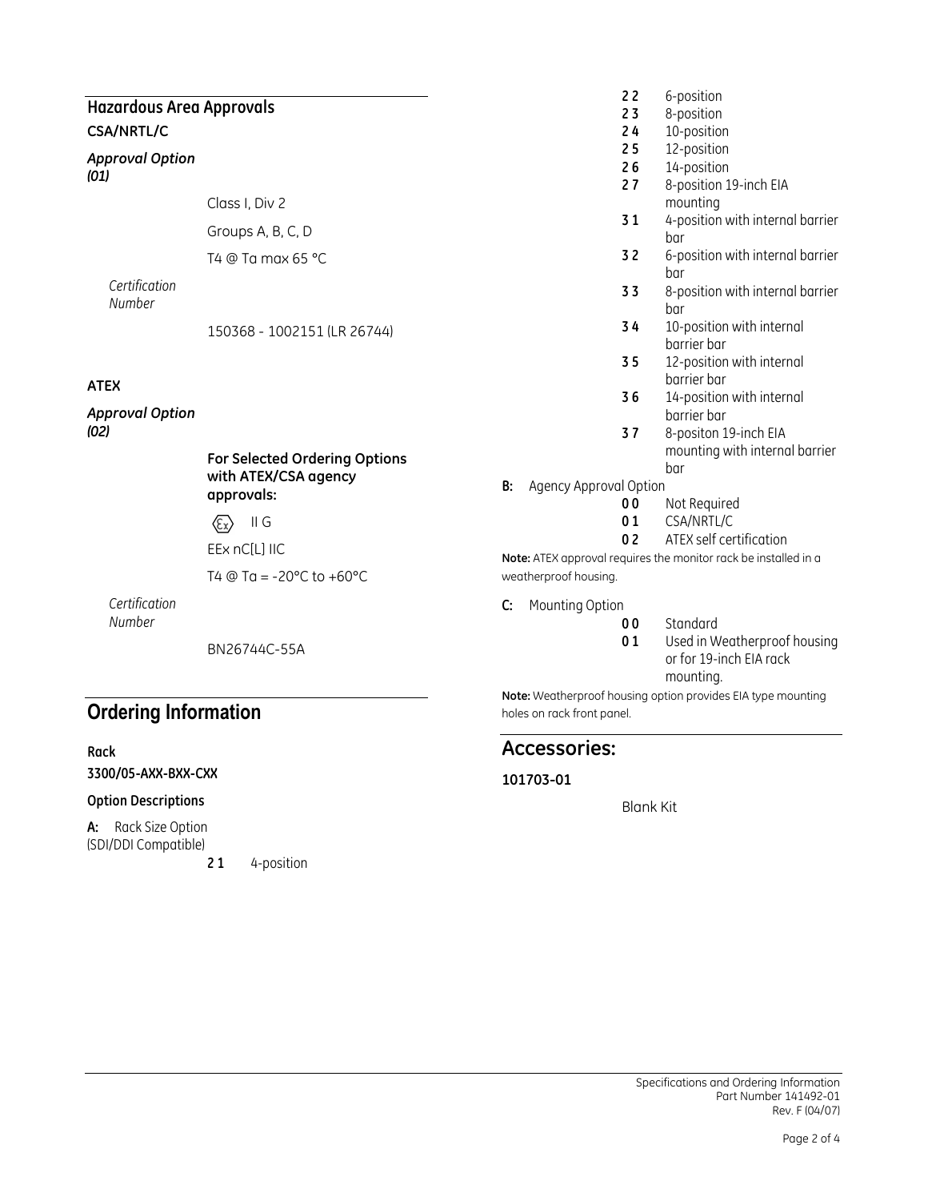## Hazardous Area Approvals

**CSA/NRTL/C**

***Approval Option (01)***

Class I, Div 2

Groups A, B, C, D

T4 @ Ta max 65 °C

*Certification Number*

150368 - 1002151 (LR 26744)

**ATEX**

***Approval Option (02)***

**For Selected Ordering Options with ATEX/CSA agency approvals:**

⟨Ex⟩ II G

EEx nC[L] IIC

T4 @ Ta = -20°C to +60°C

*Certification Number*

BN26744C-55A

# Ordering Information

**Rack**

**3300/05-AXX-BXX-CXX**

**Option Descriptions**

**A:** Rack Size Option (SDI/DDI Compatible)

| | |
|---|---|
| **2 1** | 4-position |
| **2 2** | 6-position |
| **2 3** | 8-position |
| **2 4** | 10-position |
| **2 5** | 12-position |
| **2 6** | 14-position |
| **2 7** | 8-position 19-inch EIA mounting |
| **3 1** | 4-position with internal barrier bar |
| **3 2** | 6-position with internal barrier bar |
| **3 3** | 8-position with internal barrier bar |
| **3 4** | 10-position with internal barrier bar |
| **3 5** | 12-position with internal barrier bar |
| **3 6** | 14-position with internal barrier bar |
| **3 7** | 8-positon 19-inch EIA mounting with internal barrier bar |

**B:** Agency Approval Option

| | |
|---|---|
| **0 0** | Not Required |
| **0 1** | CSA/NRTL/C |
| **0 2** | ATEX self certification |

**Note:** ATEX approval requires the monitor rack be installed in a weatherproof housing.

**C:** Mounting Option

| | |
|---|---|
| **0 0** | Standard |
| **0 1** | Used in Weatherproof housing or for 19-inch EIA rack mounting. |

**Note:** Weatherproof housing option provides EIA type mounting holes on rack front panel.

## Accessories:

**101703-01**

Blank Kit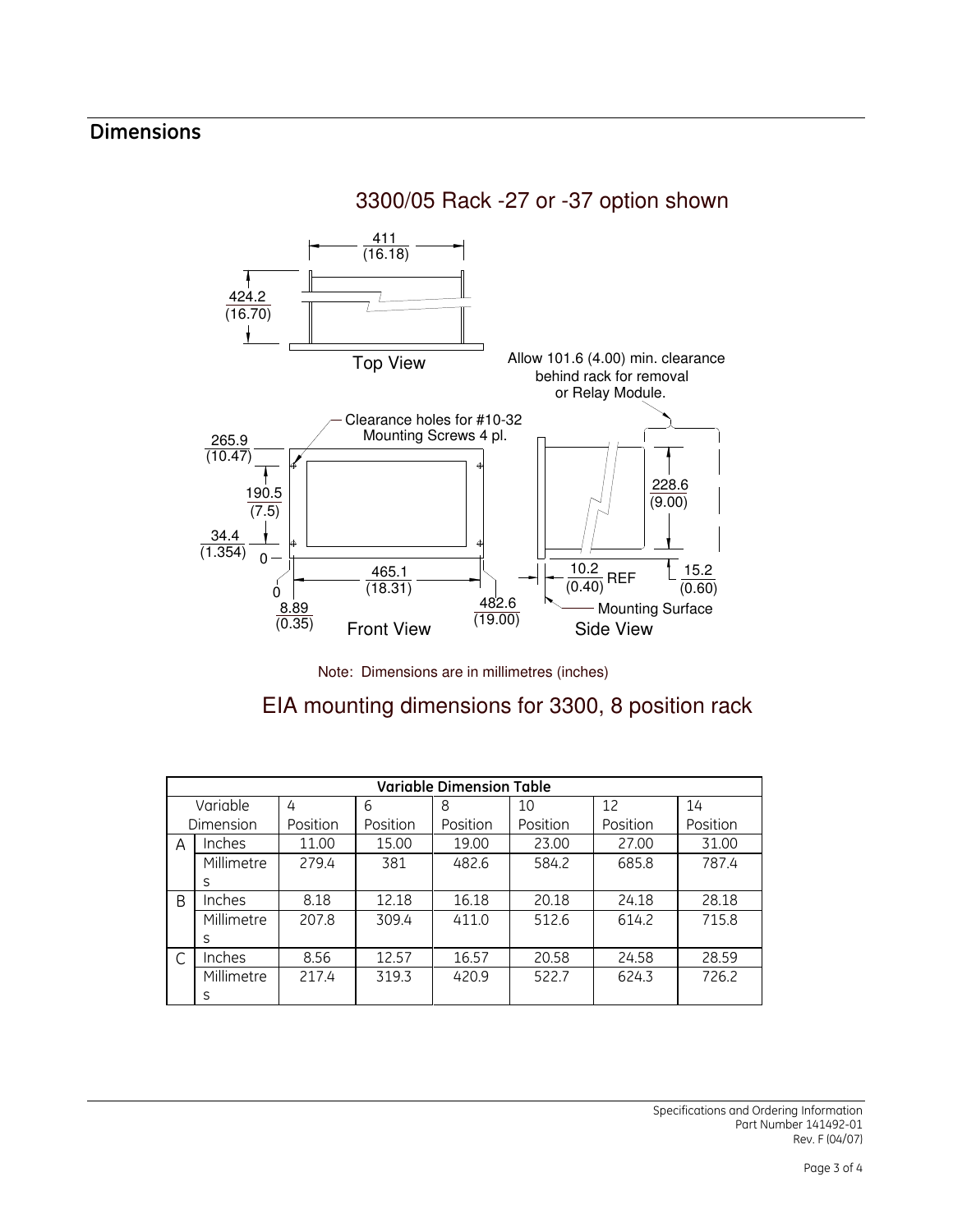## Dimensions

3300/05 Rack -27 or -37 option shown

Top View

411 (16.18)

424.2 (16.70)

Allow 101.6 (4.00) min. clearance behind rack for removal or Relay Module.

Clearance holes for #10-32 Mounting Screws 4 pl.

265.9 (10.47)

190.5 (7.5)

34.4 (1.354)

0

0

8.89 (0.35)

465.1 (18.31)

482.6 (19.00)

Front View

228.6 (9.00)

10.2 (0.40) REF

15.2 (0.60)

Mounting Surface

Side View

Note: Dimensions are in millimetres (inches)

EIA mounting dimensions for 3300, 8 position rack

| Variable Dimension Table | | | | | | | |
|---|---|---|---|---|---|---|---|
| Variable Dimension | | 4 Position | 6 Position | 8 Position | 10 Position | 12 Position | 14 Position |
| A | Inches | 11.00 | 15.00 | 19.00 | 23.00 | 27.00 | 31.00 |
| | Millimetres | 279.4 | 381 | 482.6 | 584.2 | 685.8 | 787.4 |
| B | Inches | 8.18 | 12.18 | 16.18 | 20.18 | 24.18 | 28.18 |
| | Millimetres | 207.8 | 309.4 | 411.0 | 512.6 | 614.2 | 715.8 |
| C | Inches | 8.56 | 12.57 | 16.57 | 20.58 | 24.58 | 28.59 |
| | Millimetres | 217.4 | 319.3 | 420.9 | 522.7 | 624.3 | 726.2 |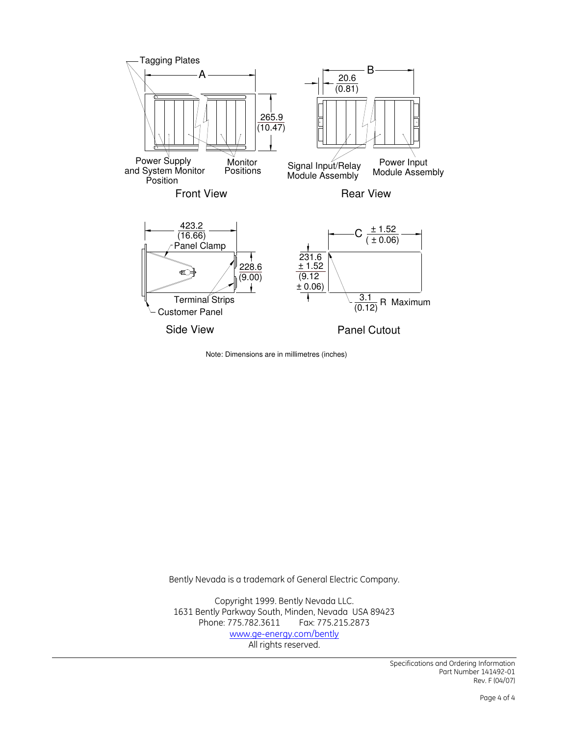Tagging Plates

A

265.9
(10.47)

Power Supply
and System Monitor
Position

Monitor
Positions

Front View

B

20.6
(0.81)

Signal Input/Relay
Module Assembly

Power Input
Module Assembly

Rear View

423.2
(16.66)

Panel Clamp

228.6
(9.00)

Terminal Strips

Customer Panel

Side View

C ± 1.52
( ± 0.06)

231.6
± 1.52
(9.12
± 0.06)

3.1
(0.12) R Maximum

Panel Cutout

Note: Dimensions are in millimetres (inches)

Bently Nevada is a trademark of General Electric Company.

Copyright 1999. Bently Nevada LLC.
1631 Bently Parkway South, Minden, Nevada USA 89423
Phone: 775.782.3611 Fax: 775.215.2873
www.ge-energy.com/bently
All rights reserved.

Specifications and Ordering Information
Part Number 141492-01
Rev. F (04/07)